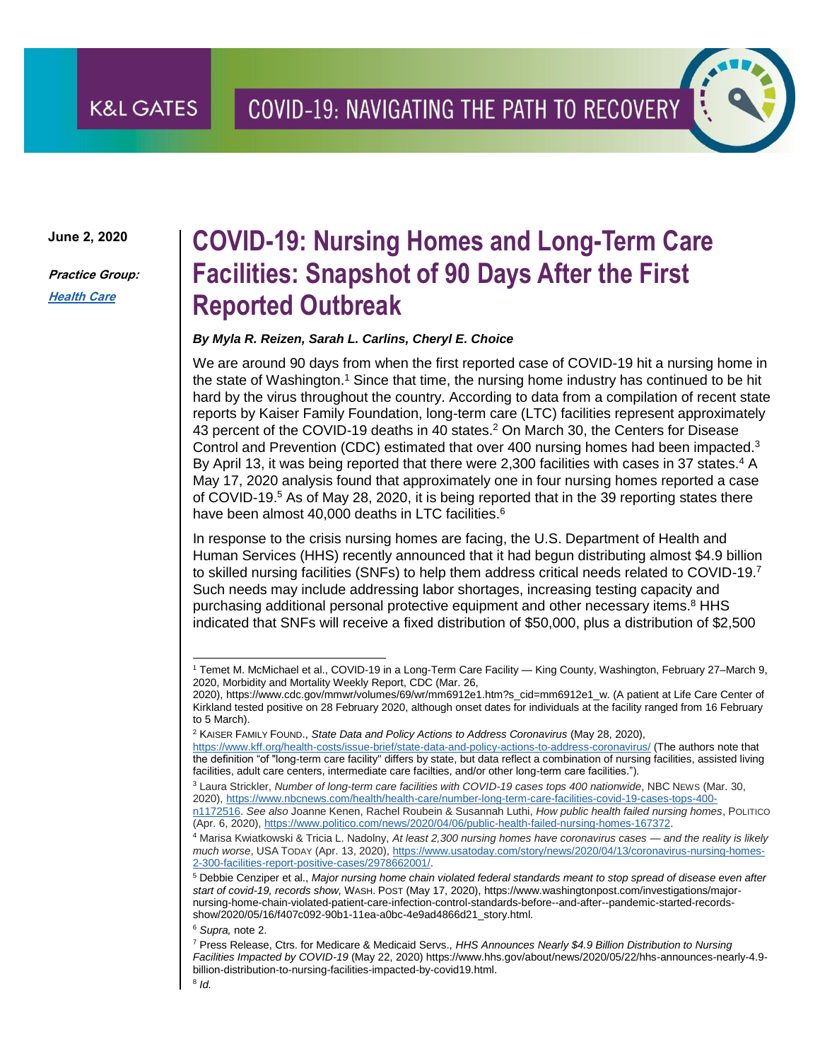June 2, 2020

***Practice Group:***

***Health Care***

# COVID-19: Nursing Homes and Long-Term Care Facilities: Snapshot of 90 Days After the First Reported Outbreak

***By Myla R. Reizen, Sarah L. Carlins, Cheryl E. Choice***

We are around 90 days from when the first reported case of COVID-19 hit a nursing home in the state of Washington.[1] Since that time, the nursing home industry has continued to be hit hard by the virus throughout the country. According to data from a compilation of recent state reports by Kaiser Family Foundation, long-term care (LTC) facilities represent approximately 43 percent of the COVID-19 deaths in 40 states.[2] On March 30, the Centers for Disease Control and Prevention (CDC) estimated that over 400 nursing homes had been impacted.[3] By April 13, it was being reported that there were 2,300 facilities with cases in 37 states.[4] A May 17, 2020 analysis found that approximately one in four nursing homes reported a case of COVID-19.[5] As of May 28, 2020, it is being reported that in the 39 reporting states there have been almost 40,000 deaths in LTC facilities.[6]

In response to the crisis nursing homes are facing, the U.S. Department of Health and Human Services (HHS) recently announced that it had begun distributing almost $4.9 billion to skilled nursing facilities (SNFs) to help them address critical needs related to COVID-19.[7] Such needs may include addressing labor shortages, increasing testing capacity and purchasing additional personal protective equipment and other necessary items.[8] HHS indicated that SNFs will receive a fixed distribution of $50,000, plus a distribution of $2,500

---

[1] Temet M. McMichael et al., COVID-19 in a Long-Term Care Facility — King County, Washington, February 27–March 9, 2020, Morbidity and Mortality Weekly Report, CDC (Mar. 26, 2020), https://www.cdc.gov/mmwr/volumes/69/wr/mm6912e1.htm?s_cid=mm6912e1_w. (A patient at Life Care Center of Kirkland tested positive on 28 February 2020, although onset dates for individuals at the facility ranged from 16 February to 5 March).

[2] KAISER FAMILY FOUND., *State Data and Policy Actions to Address Coronavirus* (May 28, 2020), https://www.kff.org/health-costs/issue-brief/state-data-and-policy-actions-to-address-coronavirus/ (The authors note that the definition "of "long-term care facility" differs by state, but data reflect a combination of nursing facilities, assisted living facilities, adult care centers, intermediate care facilties, and/or other long-term care facilities.").

[3] Laura Strickler, *Number of long-term care facilities with COVID-19 cases tops 400 nationwide*, NBC NEWS (Mar. 30, 2020), https://www.nbcnews.com/health/health-care/number-long-term-care-facilities-covid-19-cases-tops-400-n1172516. *See also* Joanne Kenen, Rachel Roubein & Susannah Luthi, *How public health failed nursing homes*, POLITICO (Apr. 6, 2020), https://www.politico.com/news/2020/04/06/public-health-failed-nursing-homes-167372.

[4] Marisa Kwiatkowski & Tricia L. Nadolny, *At least 2,300 nursing homes have coronavirus cases — and the reality is likely much worse*, USA TODAY (Apr. 13, 2020), https://www.usatoday.com/story/news/2020/04/13/coronavirus-nursing-homes-2-300-facilities-report-positive-cases/2978662001/.

[5] Debbie Cenziper et al., *Major nursing home chain violated federal standards meant to stop spread of disease even after start of covid-19, records show,* WASH. POST (May 17, 2020), https://www.washingtonpost.com/investigations/major-nursing-home-chain-violated-patient-care-infection-control-standards-before--and-after--pandemic-started-records-show/2020/05/16/f407c092-90b1-11ea-a0bc-4e9ad4866d21_story.html.

[6] *Supra,* note 2.

[7] Press Release, Ctrs. for Medicare & Medicaid Servs., *HHS Announces Nearly $4.9 Billion Distribution to Nursing Facilities Impacted by COVID-19* (May 22, 2020) https://www.hhs.gov/about/news/2020/05/22/hhs-announces-nearly-4.9-billion-distribution-to-nursing-facilities-impacted-by-covid19.html.

[8] *Id.*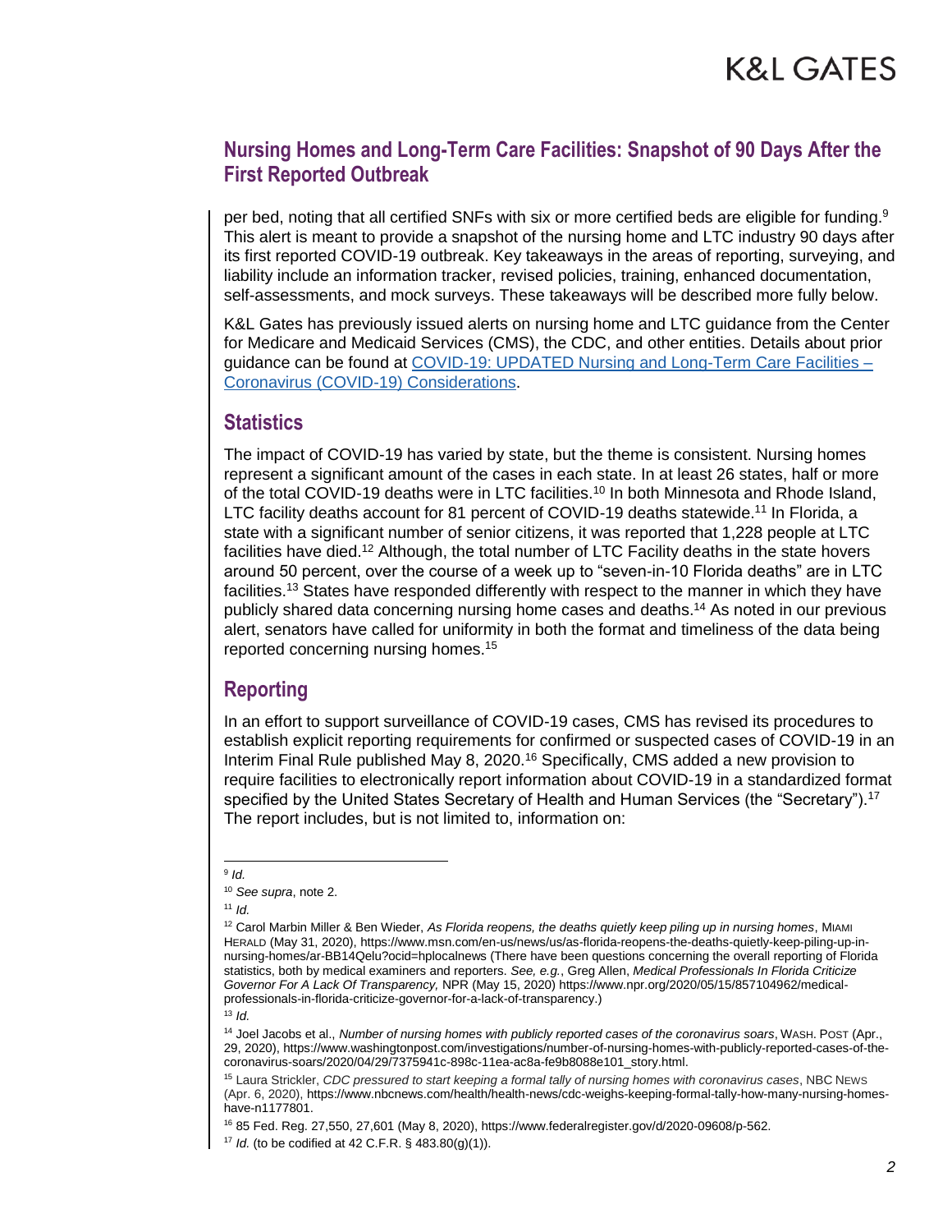## Nursing Homes and Long-Term Care Facilities: Snapshot of 90 Days After the First Reported Outbreak

per bed, noting that all certified SNFs with six or more certified beds are eligible for funding.[9] This alert is meant to provide a snapshot of the nursing home and LTC industry 90 days after its first reported COVID-19 outbreak. Key takeaways in the areas of reporting, surveying, and liability include an information tracker, revised policies, training, enhanced documentation, self-assessments, and mock surveys. These takeaways will be described more fully below.

K&L Gates has previously issued alerts on nursing home and LTC guidance from the Center for Medicare and Medicaid Services (CMS), the CDC, and other entities. Details about prior guidance can be found at [COVID-19: UPDATED Nursing and Long-Term Care Facilities – Coronavirus (COVID-19) Considerations](#).

## Statistics

The impact of COVID-19 has varied by state, but the theme is consistent. Nursing homes represent a significant amount of the cases in each state. In at least 26 states, half or more of the total COVID-19 deaths were in LTC facilities.[10] In both Minnesota and Rhode Island, LTC facility deaths account for 81 percent of COVID-19 deaths statewide.[11] In Florida, a state with a significant number of senior citizens, it was reported that 1,228 people at LTC facilities have died.[12] Although, the total number of LTC Facility deaths in the state hovers around 50 percent, over the course of a week up to "seven-in-10 Florida deaths" are in LTC facilities.[13] States have responded differently with respect to the manner in which they have publicly shared data concerning nursing home cases and deaths.[14] As noted in our previous alert, senators have called for uniformity in both the format and timeliness of the data being reported concerning nursing homes.[15]

## Reporting

In an effort to support surveillance of COVID-19 cases, CMS has revised its procedures to establish explicit reporting requirements for confirmed or suspected cases of COVID-19 in an Interim Final Rule published May 8, 2020.[16] Specifically, CMS added a new provision to require facilities to electronically report information about COVID-19 in a standardized format specified by the United States Secretary of Health and Human Services (the "Secretary").[17] The report includes, but is not limited to, information on:

---

[9] *Id.*

[10] *See supra*, note 2.

[11] *Id.*

[12] Carol Marbin Miller & Ben Wieder, *As Florida reopens, the deaths quietly keep piling up in nursing homes*, MIAMI HERALD (May 31, 2020), https://www.msn.com/en-us/news/us/as-florida-reopens-the-deaths-quietly-keep-piling-up-in-nursing-homes/ar-BB14Qelu?ocid=hplocalnews (There have been questions concerning the overall reporting of Florida statistics, both by medical examiners and reporters. *See, e.g.*, Greg Allen, *Medical Professionals In Florida Criticize Governor For A Lack Of Transparency,* NPR (May 15, 2020) https://www.npr.org/2020/05/15/857104962/medical-professionals-in-florida-criticize-governor-for-a-lack-of-transparency.)

[13] *Id.*

[14] Joel Jacobs et al., *Number of nursing homes with publicly reported cases of the coronavirus soars*, WASH. POST (Apr., 29, 2020), https://www.washingtonpost.com/investigations/number-of-nursing-homes-with-publicly-reported-cases-of-the-coronavirus-soars/2020/04/29/7375941c-898c-11ea-ac8a-fe9b8088e101_story.html.

[15] Laura Strickler, *CDC pressured to start keeping a formal tally of nursing homes with coronavirus cases*, NBC NEWS (Apr. 6, 2020), https://www.nbcnews.com/health/health-news/cdc-weighs-keeping-formal-tally-how-many-nursing-homes-have-n1177801.

[16] 85 Fed. Reg. 27,550, 27,601 (May 8, 2020), https://www.federalregister.gov/d/2020-09608/p-562.

[17] *Id.* (to be codified at 42 C.F.R. § 483.80(g)(1)).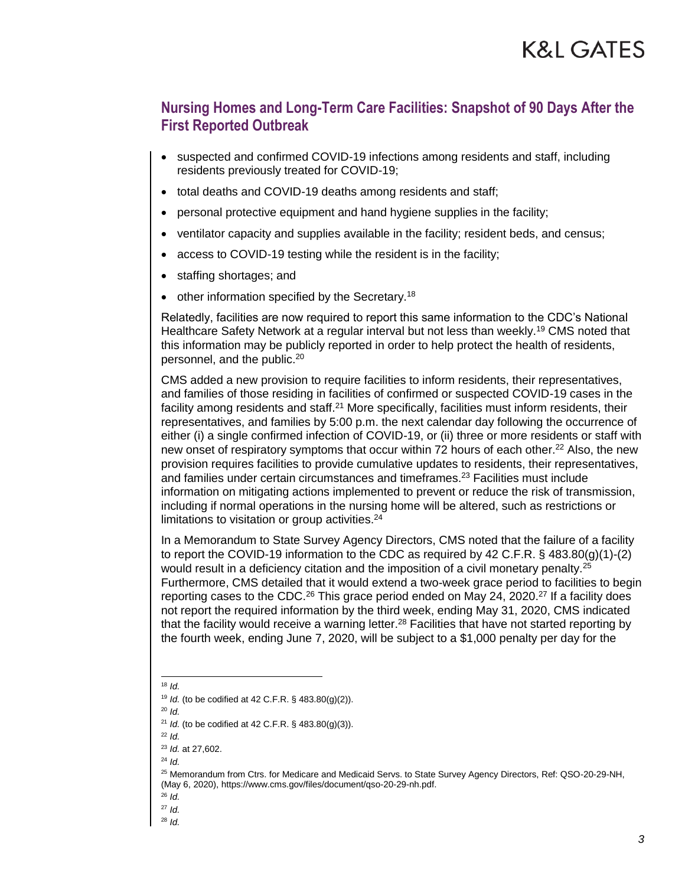## Nursing Homes and Long-Term Care Facilities: Snapshot of 90 Days After the First Reported Outbreak

- suspected and confirmed COVID-19 infections among residents and staff, including residents previously treated for COVID-19;
- total deaths and COVID-19 deaths among residents and staff;
- personal protective equipment and hand hygiene supplies in the facility;
- ventilator capacity and supplies available in the facility; resident beds, and census;
- access to COVID-19 testing while the resident is in the facility;
- staffing shortages; and
- other information specified by the Secretary.[18]

Relatedly, facilities are now required to report this same information to the CDC's National Healthcare Safety Network at a regular interval but not less than weekly.[19] CMS noted that this information may be publicly reported in order to help protect the health of residents, personnel, and the public.[20]

CMS added a new provision to require facilities to inform residents, their representatives, and families of those residing in facilities of confirmed or suspected COVID-19 cases in the facility among residents and staff.[21] More specifically, facilities must inform residents, their representatives, and families by 5:00 p.m. the next calendar day following the occurrence of either (i) a single confirmed infection of COVID-19, or (ii) three or more residents or staff with new onset of respiratory symptoms that occur within 72 hours of each other.[22] Also, the new provision requires facilities to provide cumulative updates to residents, their representatives, and families under certain circumstances and timeframes.[23] Facilities must include information on mitigating actions implemented to prevent or reduce the risk of transmission, including if normal operations in the nursing home will be altered, such as restrictions or limitations to visitation or group activities.[24]

In a Memorandum to State Survey Agency Directors, CMS noted that the failure of a facility to report the COVID-19 information to the CDC as required by 42 C.F.R. § 483.80(g)(1)-(2) would result in a deficiency citation and the imposition of a civil monetary penalty.[25] Furthermore, CMS detailed that it would extend a two-week grace period to facilities to begin reporting cases to the CDC.[26] This grace period ended on May 24, 2020.[27] If a facility does not report the required information by the third week, ending May 31, 2020, CMS indicated that the facility would receive a warning letter.[28] Facilities that have not started reporting by the fourth week, ending June 7, 2020, will be subject to a $1,000 penalty per day for the

---

[18] *Id.*

[19] *Id.* (to be codified at 42 C.F.R. § 483.80(g)(2)).

[20] *Id.*

[21] *Id.* (to be codified at 42 C.F.R. § 483.80(g)(3)).

[22] *Id.*

[23] *Id.* at 27,602.

[24] *Id.*

[25] Memorandum from Ctrs. for Medicare and Medicaid Servs. to State Survey Agency Directors, Ref: QSO-20-29-NH, (May 6, 2020), https://www.cms.gov/files/document/qso-20-29-nh.pdf.

[26] *Id.*

[27] *Id.*

[28] *Id.*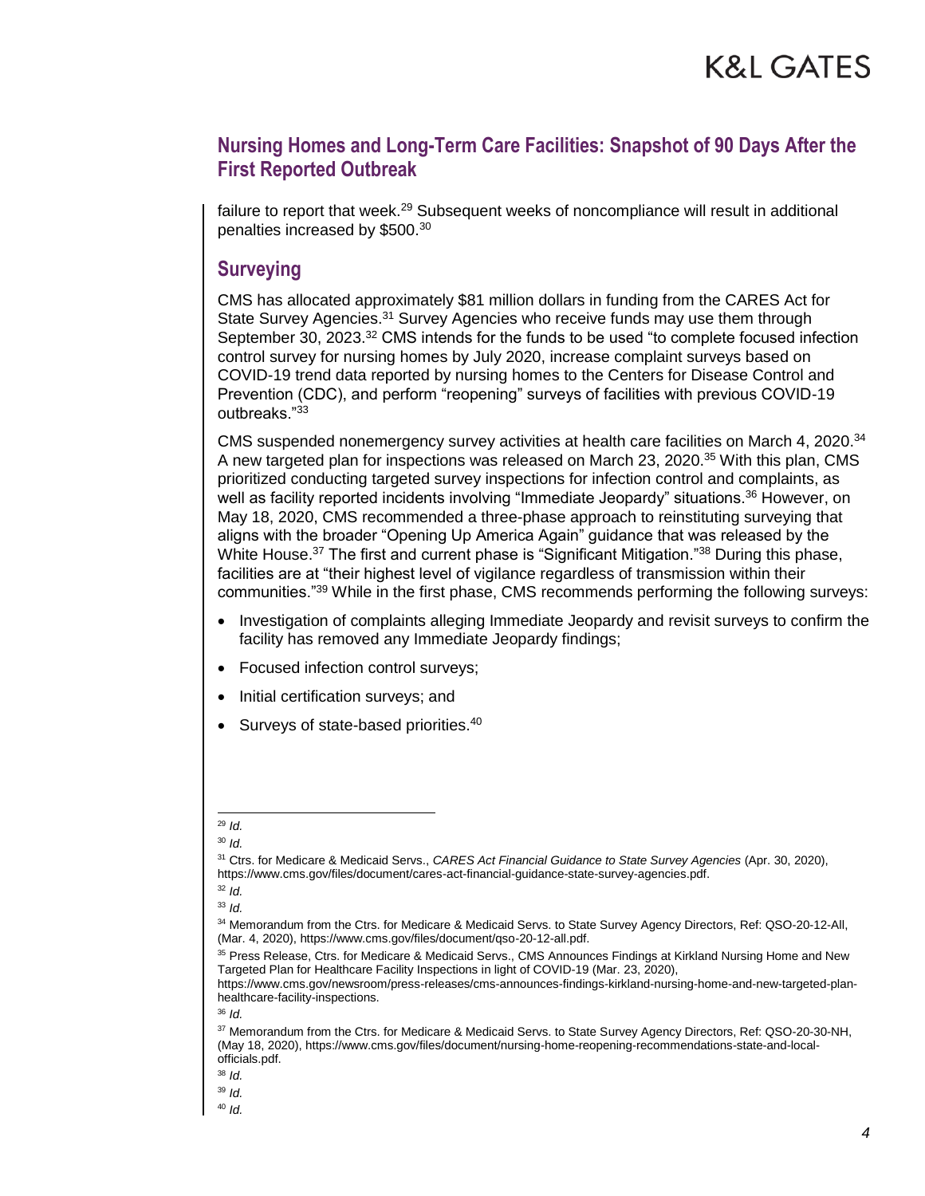## Nursing Homes and Long-Term Care Facilities: Snapshot of 90 Days After the First Reported Outbreak

failure to report that week.[29] Subsequent weeks of noncompliance will result in additional penalties increased by $500.[30]

## Surveying

CMS has allocated approximately $81 million dollars in funding from the CARES Act for State Survey Agencies.[31] Survey Agencies who receive funds may use them through September 30, 2023.[32] CMS intends for the funds to be used "to complete focused infection control survey for nursing homes by July 2020, increase complaint surveys based on COVID-19 trend data reported by nursing homes to the Centers for Disease Control and Prevention (CDC), and perform "reopening" surveys of facilities with previous COVID-19 outbreaks."[33]

CMS suspended nonemergency survey activities at health care facilities on March 4, 2020.[34] A new targeted plan for inspections was released on March 23, 2020.[35] With this plan, CMS prioritized conducting targeted survey inspections for infection control and complaints, as well as facility reported incidents involving "Immediate Jeopardy" situations.[36] However, on May 18, 2020, CMS recommended a three-phase approach to reinstituting surveying that aligns with the broader "Opening Up America Again" guidance that was released by the White House.[37] The first and current phase is "Significant Mitigation."[38] During this phase, facilities are at "their highest level of vigilance regardless of transmission within their communities."[39] While in the first phase, CMS recommends performing the following surveys:

- Investigation of complaints alleging Immediate Jeopardy and revisit surveys to confirm the facility has removed any Immediate Jeopardy findings;
- Focused infection control surveys;
- Initial certification surveys; and
- Surveys of state-based priorities.[40]

---

[29] *Id.*

[30] *Id.*

[31] Ctrs. for Medicare & Medicaid Servs., *CARES Act Financial Guidance to State Survey Agencies* (Apr. 30, 2020), https://www.cms.gov/files/document/cares-act-financial-guidance-state-survey-agencies.pdf.

[32] *Id.*

[33] *Id.*

[34] Memorandum from the Ctrs. for Medicare & Medicaid Servs. to State Survey Agency Directors, Ref: QSO-20-12-All, (Mar. 4, 2020), https://www.cms.gov/files/document/qso-20-12-all.pdf.

[35] Press Release, Ctrs. for Medicare & Medicaid Servs., CMS Announces Findings at Kirkland Nursing Home and New Targeted Plan for Healthcare Facility Inspections in light of COVID-19 (Mar. 23, 2020), https://www.cms.gov/newsroom/press-releases/cms-announces-findings-kirkland-nursing-home-and-new-targeted-plan-healthcare-facility-inspections.

[36] *Id.*

[37] Memorandum from the Ctrs. for Medicare & Medicaid Servs. to State Survey Agency Directors, Ref: QSO-20-30-NH, (May 18, 2020), https://www.cms.gov/files/document/nursing-home-reopening-recommendations-state-and-local-officials.pdf.

[38] *Id.*

[39] *Id.*

[40] *Id.*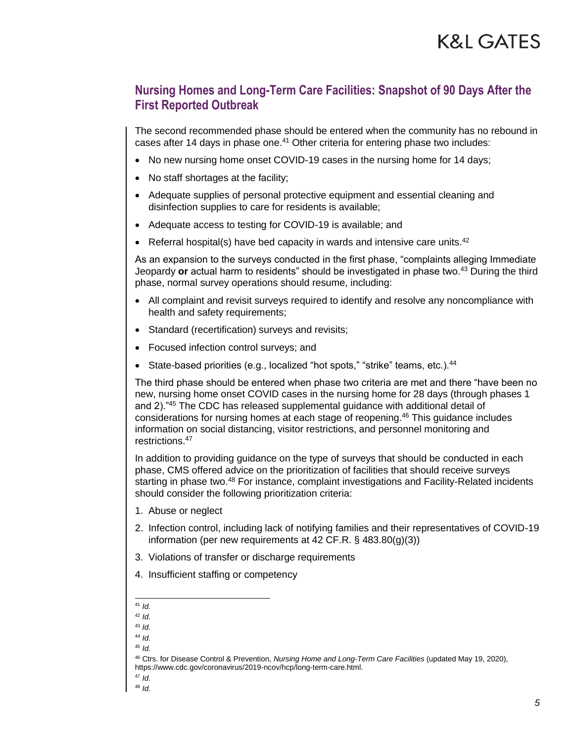## Nursing Homes and Long-Term Care Facilities: Snapshot of 90 Days After the First Reported Outbreak

The second recommended phase should be entered when the community has no rebound in cases after 14 days in phase one.[41] Other criteria for entering phase two includes:

- No new nursing home onset COVID-19 cases in the nursing home for 14 days;
- No staff shortages at the facility;
- Adequate supplies of personal protective equipment and essential cleaning and disinfection supplies to care for residents is available;
- Adequate access to testing for COVID-19 is available; and
- Referral hospital(s) have bed capacity in wards and intensive care units.[42]

As an expansion to the surveys conducted in the first phase, "complaints alleging Immediate Jeopardy **or** actual harm to residents" should be investigated in phase two.[43] During the third phase, normal survey operations should resume, including:

- All complaint and revisit surveys required to identify and resolve any noncompliance with health and safety requirements;
- Standard (recertification) surveys and revisits;
- Focused infection control surveys; and
- State-based priorities (e.g., localized "hot spots," "strike" teams, etc.).[44]

The third phase should be entered when phase two criteria are met and there "have been no new, nursing home onset COVID cases in the nursing home for 28 days (through phases 1 and 2)."[45] The CDC has released supplemental guidance with additional detail of considerations for nursing homes at each stage of reopening.[46] This guidance includes information on social distancing, visitor restrictions, and personnel monitoring and restrictions.[47]

In addition to providing guidance on the type of surveys that should be conducted in each phase, CMS offered advice on the prioritization of facilities that should receive surveys starting in phase two.[48] For instance, complaint investigations and Facility-Related incidents should consider the following prioritization criteria:

1. Abuse or neglect
2. Infection control, including lack of notifying families and their representatives of COVID-19 information (per new requirements at 42 CF.R. § 483.80(g)(3))
3. Violations of transfer or discharge requirements
4. Insufficient staffing or competency

---

[41] *Id.*

[42] *Id.*

[43] *Id.*

[44] *Id.*

[45] *Id.*

[46] Ctrs. for Disease Control & Prevention, *Nursing Home and Long-Term Care Facilities* (updated May 19, 2020), https://www.cdc.gov/coronavirus/2019-ncov/hcp/long-term-care.html.

[47] *Id.*

[48] *Id.*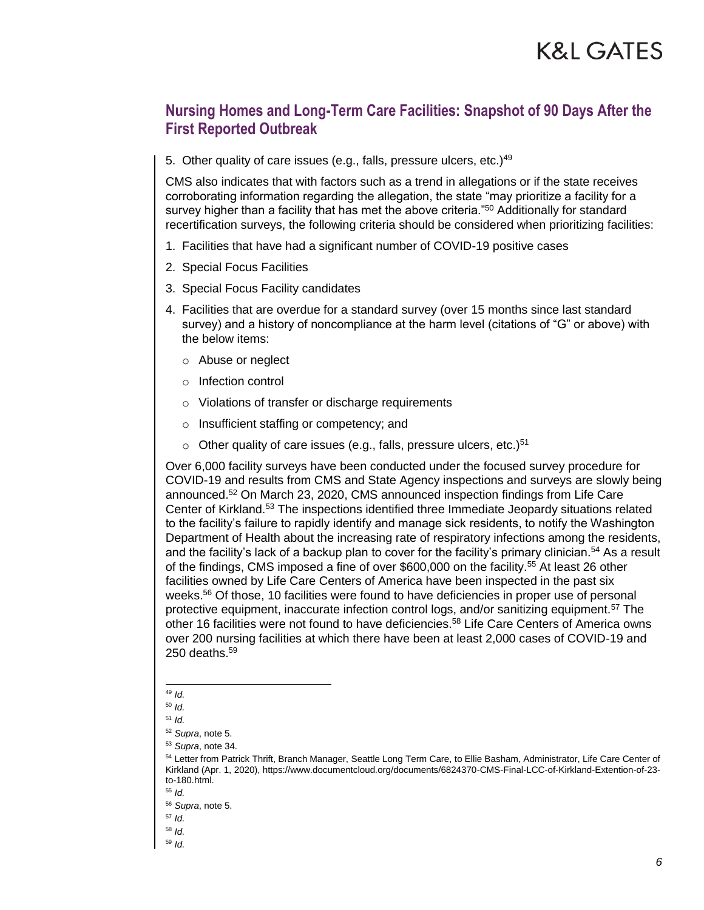## Nursing Homes and Long-Term Care Facilities: Snapshot of 90 Days After the First Reported Outbreak

5. Other quality of care issues (e.g., falls, pressure ulcers, etc.)[49]

CMS also indicates that with factors such as a trend in allegations or if the state receives corroborating information regarding the allegation, the state "may prioritize a facility for a survey higher than a facility that has met the above criteria."[50] Additionally for standard recertification surveys, the following criteria should be considered when prioritizing facilities:

1. Facilities that have had a significant number of COVID-19 positive cases
2. Special Focus Facilities
3. Special Focus Facility candidates
4. Facilities that are overdue for a standard survey (over 15 months since last standard survey) and a history of noncompliance at the harm level (citations of "G" or above) with the below items:
   - Abuse or neglect
   - Infection control
   - Violations of transfer or discharge requirements
   - Insufficient staffing or competency; and
   - Other quality of care issues (e.g., falls, pressure ulcers, etc.)[51]

Over 6,000 facility surveys have been conducted under the focused survey procedure for COVID-19 and results from CMS and State Agency inspections and surveys are slowly being announced.[52] On March 23, 2020, CMS announced inspection findings from Life Care Center of Kirkland.[53] The inspections identified three Immediate Jeopardy situations related to the facility's failure to rapidly identify and manage sick residents, to notify the Washington Department of Health about the increasing rate of respiratory infections among the residents, and the facility's lack of a backup plan to cover for the facility's primary clinician.[54] As a result of the findings, CMS imposed a fine of over $600,000 on the facility.[55] At least 26 other facilities owned by Life Care Centers of America have been inspected in the past six weeks.[56] Of those, 10 facilities were found to have deficiencies in proper use of personal protective equipment, inaccurate infection control logs, and/or sanitizing equipment.[57] The other 16 facilities were not found to have deficiencies.[58] Life Care Centers of America owns over 200 nursing facilities at which there have been at least 2,000 cases of COVID-19 and 250 deaths.[59]

---

[49] *Id.*

[50] *Id.*

[51] *Id.*

[52] *Supra*, note 5.

[53] *Supra*, note 34.

[54] Letter from Patrick Thrift, Branch Manager, Seattle Long Term Care, to Ellie Basham, Administrator, Life Care Center of Kirkland (Apr. 1, 2020), https://www.documentcloud.org/documents/6824370-CMS-Final-LCC-of-Kirkland-Extention-of-23-to-180.html.

[55] *Id.*

[56] *Supra*, note 5.

[57] *Id.*

[58] *Id.*

[59] *Id.*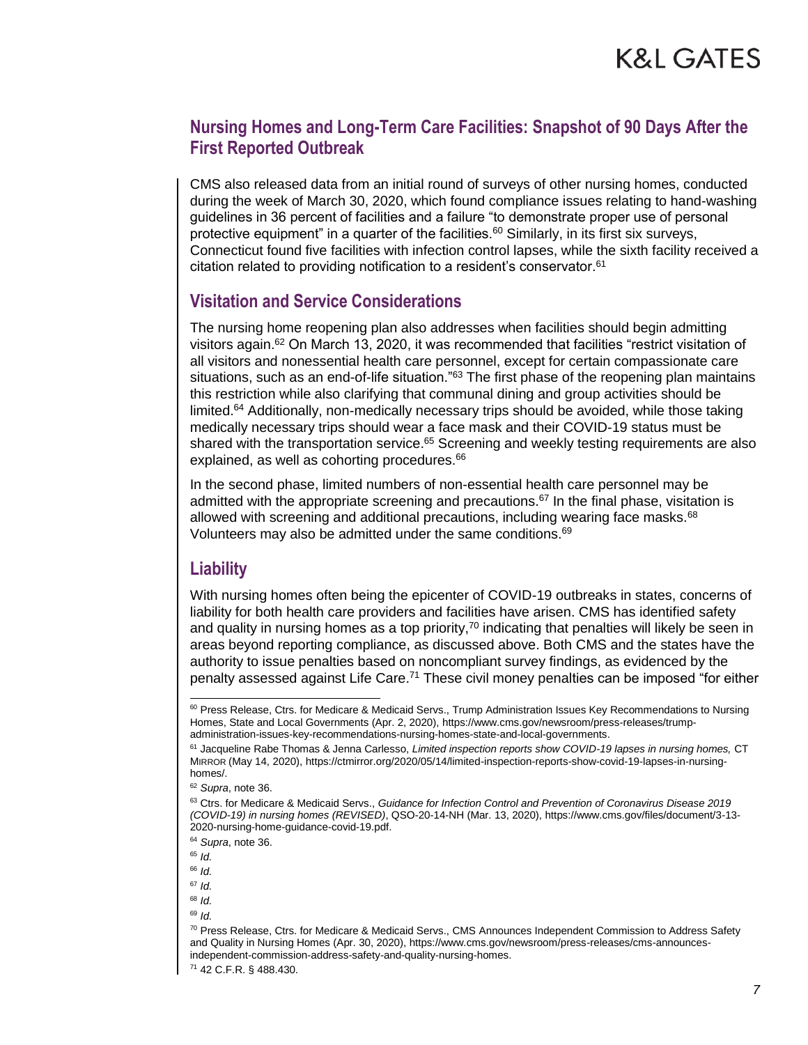## Nursing Homes and Long-Term Care Facilities: Snapshot of 90 Days After the First Reported Outbreak

CMS also released data from an initial round of surveys of other nursing homes, conducted during the week of March 30, 2020, which found compliance issues relating to hand-washing guidelines in 36 percent of facilities and a failure "to demonstrate proper use of personal protective equipment" in a quarter of the facilities.[60] Similarly, in its first six surveys, Connecticut found five facilities with infection control lapses, while the sixth facility received a citation related to providing notification to a resident's conservator.[61]

## Visitation and Service Considerations

The nursing home reopening plan also addresses when facilities should begin admitting visitors again.[62] On March 13, 2020, it was recommended that facilities "restrict visitation of all visitors and nonessential health care personnel, except for certain compassionate care situations, such as an end-of-life situation."[63] The first phase of the reopening plan maintains this restriction while also clarifying that communal dining and group activities should be limited.[64] Additionally, non-medically necessary trips should be avoided, while those taking medically necessary trips should wear a face mask and their COVID-19 status must be shared with the transportation service.[65] Screening and weekly testing requirements are also explained, as well as cohorting procedures.[66]

In the second phase, limited numbers of non-essential health care personnel may be admitted with the appropriate screening and precautions.[67] In the final phase, visitation is allowed with screening and additional precautions, including wearing face masks.[68] Volunteers may also be admitted under the same conditions.[69]

## Liability

With nursing homes often being the epicenter of COVID-19 outbreaks in states, concerns of liability for both health care providers and facilities have arisen. CMS has identified safety and quality in nursing homes as a top priority,[70] indicating that penalties will likely be seen in areas beyond reporting compliance, as discussed above. Both CMS and the states have the authority to issue penalties based on noncompliant survey findings, as evidenced by the penalty assessed against Life Care.[71] These civil money penalties can be imposed "for either

---

[60] Press Release, Ctrs. for Medicare & Medicaid Servs., Trump Administration Issues Key Recommendations to Nursing Homes, State and Local Governments (Apr. 2, 2020), https://www.cms.gov/newsroom/press-releases/trump-administration-issues-key-recommendations-nursing-homes-state-and-local-governments.

[61] Jacqueline Rabe Thomas & Jenna Carlesso, *Limited inspection reports show COVID-19 lapses in nursing homes,* CT MIRROR (May 14, 2020), https://ctmirror.org/2020/05/14/limited-inspection-reports-show-covid-19-lapses-in-nursing-homes/.

[62] *Supra*, note 36.

[63] Ctrs. for Medicare & Medicaid Servs., *Guidance for Infection Control and Prevention of Coronavirus Disease 2019 (COVID-19) in nursing homes (REVISED)*, QSO-20-14-NH (Mar. 13, 2020), https://www.cms.gov/files/document/3-13-2020-nursing-home-guidance-covid-19.pdf.

[64] *Supra*, note 36.

[65] *Id.*

[66] *Id.*

[67] *Id.*

[68] *Id.*

[69] *Id.*

[70] Press Release, Ctrs. for Medicare & Medicaid Servs., CMS Announces Independent Commission to Address Safety and Quality in Nursing Homes (Apr. 30, 2020), https://www.cms.gov/newsroom/press-releases/cms-announces-independent-commission-address-safety-and-quality-nursing-homes.

[71] 42 C.F.R. § 488.430.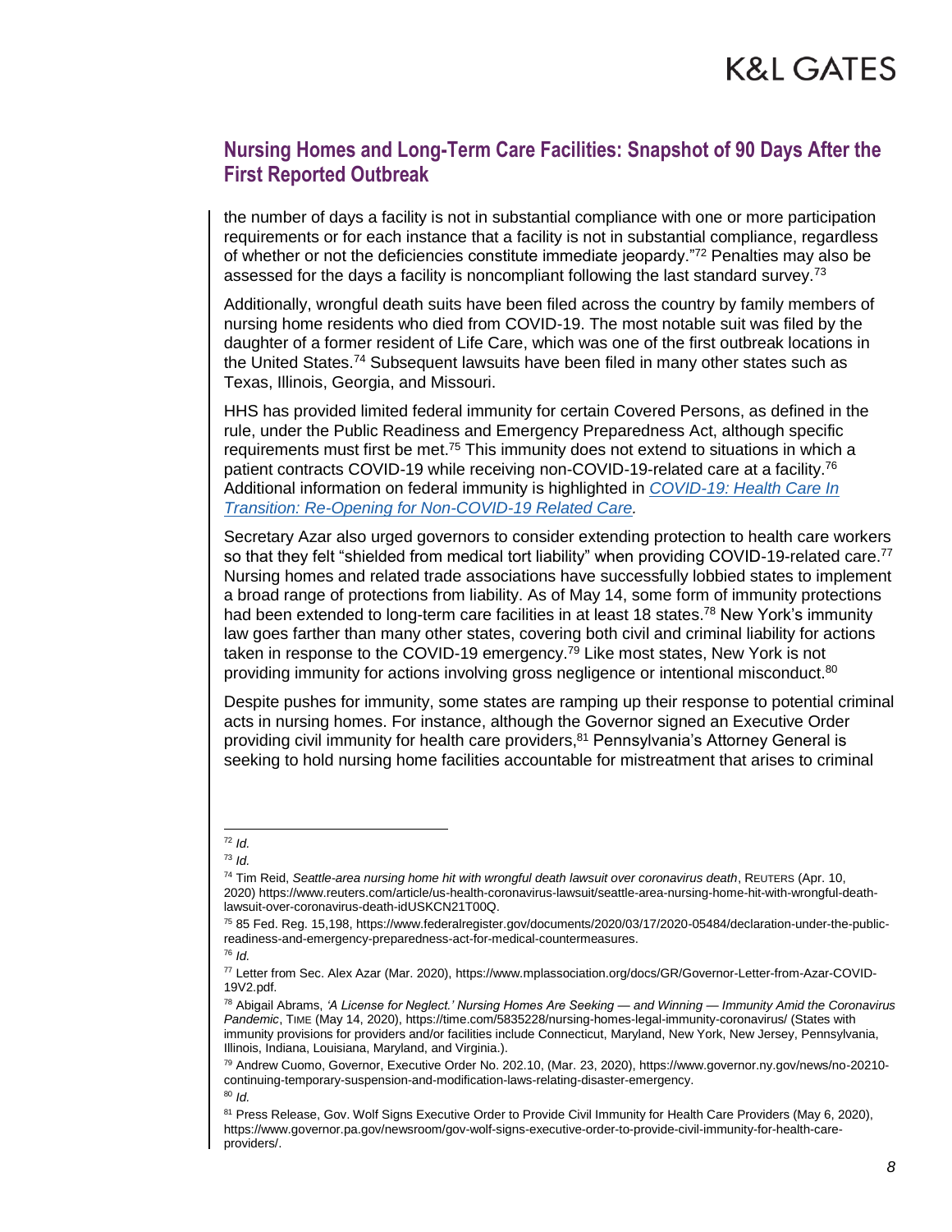the number of days a facility is not in substantial compliance with one or more participation requirements or for each instance that a facility is not in substantial compliance, regardless of whether or not the deficiencies constitute immediate jeopardy."[72] Penalties may also be assessed for the days a facility is noncompliant following the last standard survey.[73]

Additionally, wrongful death suits have been filed across the country by family members of nursing home residents who died from COVID-19. The most notable suit was filed by the daughter of a former resident of Life Care, which was one of the first outbreak locations in the United States.[74] Subsequent lawsuits have been filed in many other states such as Texas, Illinois, Georgia, and Missouri.

HHS has provided limited federal immunity for certain Covered Persons, as defined in the rule, under the Public Readiness and Emergency Preparedness Act, although specific requirements must first be met.[75] This immunity does not extend to situations in which a patient contracts COVID-19 while receiving non-COVID-19-related care at a facility.[76] Additional information on federal immunity is highlighted in *COVID-19: Health Care In Transition: Re-Opening for Non-COVID-19 Related Care.*

Secretary Azar also urged governors to consider extending protection to health care workers so that they felt "shielded from medical tort liability" when providing COVID-19-related care.[77] Nursing homes and related trade associations have successfully lobbied states to implement a broad range of protections from liability. As of May 14, some form of immunity protections had been extended to long-term care facilities in at least 18 states.[78] New York's immunity law goes farther than many other states, covering both civil and criminal liability for actions taken in response to the COVID-19 emergency.[79] Like most states, New York is not providing immunity for actions involving gross negligence or intentional misconduct.[80]

Despite pushes for immunity, some states are ramping up their response to potential criminal acts in nursing homes. For instance, although the Governor signed an Executive Order providing civil immunity for health care providers,[81] Pennsylvania's Attorney General is seeking to hold nursing home facilities accountable for mistreatment that arises to criminal

---

[72] *Id.*

[73] *Id.*

[74] Tim Reid, *Seattle-area nursing home hit with wrongful death lawsuit over coronavirus death*, REUTERS (Apr. 10, 2020) https://www.reuters.com/article/us-health-coronavirus-lawsuit/seattle-area-nursing-home-hit-with-wrongful-death-lawsuit-over-coronavirus-death-idUSKCN21T00Q.

[75] 85 Fed. Reg. 15,198, https://www.federalregister.gov/documents/2020/03/17/2020-05484/declaration-under-the-public-readiness-and-emergency-preparedness-act-for-medical-countermeasures.

[76] *Id.*

[77] Letter from Sec. Alex Azar (Mar. 2020), https://www.mplassociation.org/docs/GR/Governor-Letter-from-Azar-COVID-19V2.pdf.

[78] Abigail Abrams, *'A License for Neglect.' Nursing Homes Are Seeking — and Winning — Immunity Amid the Coronavirus Pandemic*, TIME (May 14, 2020), https://time.com/5835228/nursing-homes-legal-immunity-coronavirus/ (States with immunity provisions for providers and/or facilities include Connecticut, Maryland, New York, New Jersey, Pennsylvania, Illinois, Indiana, Louisiana, Maryland, and Virginia.).

[79] Andrew Cuomo, Governor, Executive Order No. 202.10, (Mar. 23, 2020), https://www.governor.ny.gov/news/no-20210-continuing-temporary-suspension-and-modification-laws-relating-disaster-emergency.

[80] *Id.*

[81] Press Release, Gov. Wolf Signs Executive Order to Provide Civil Immunity for Health Care Providers (May 6, 2020), https://www.governor.pa.gov/newsroom/gov-wolf-signs-executive-order-to-provide-civil-immunity-for-health-care-providers/.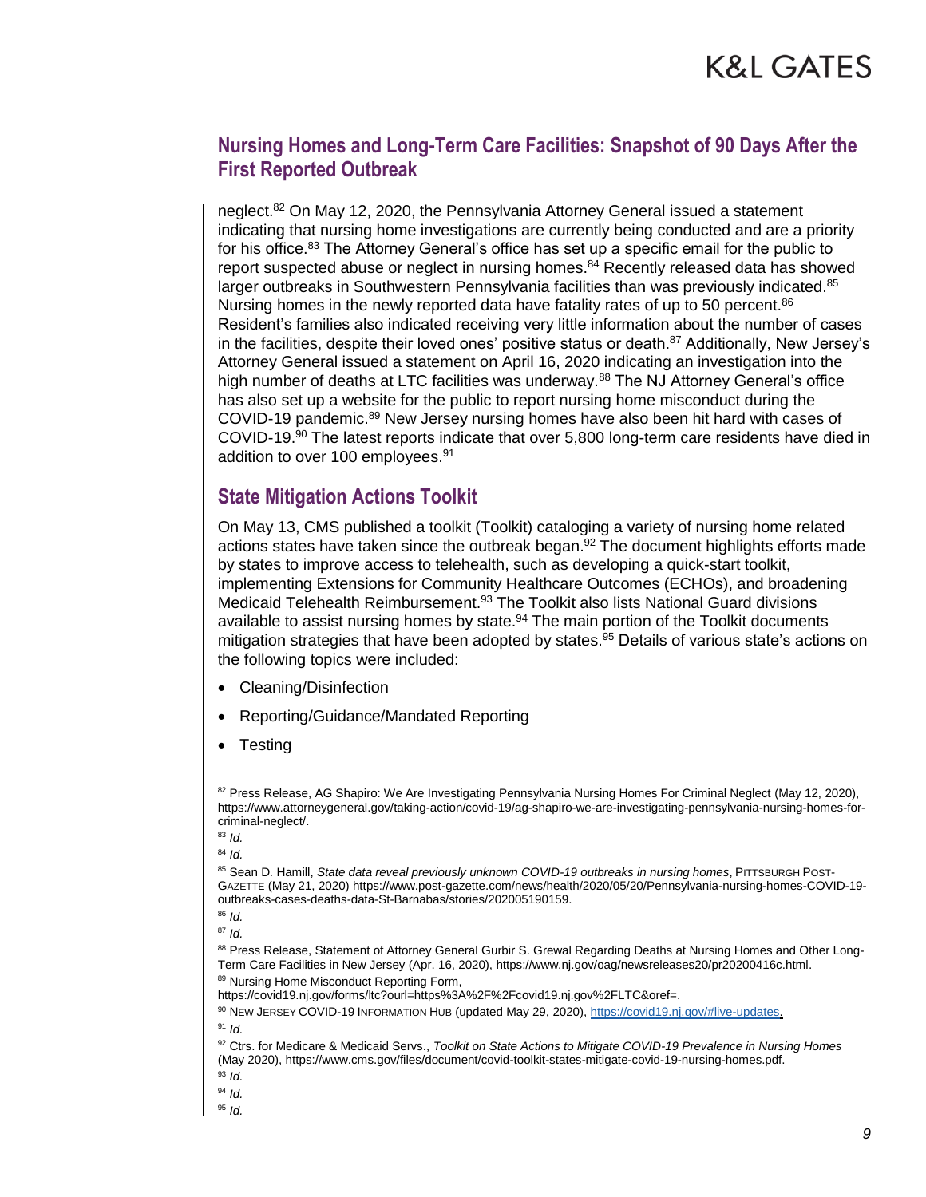## Nursing Homes and Long-Term Care Facilities: Snapshot of 90 Days After the First Reported Outbreak

neglect.[82] On May 12, 2020, the Pennsylvania Attorney General issued a statement indicating that nursing home investigations are currently being conducted and are a priority for his office.[83] The Attorney General's office has set up a specific email for the public to report suspected abuse or neglect in nursing homes.[84] Recently released data has showed larger outbreaks in Southwestern Pennsylvania facilities than was previously indicated.[85] Nursing homes in the newly reported data have fatality rates of up to 50 percent.[86] Resident's families also indicated receiving very little information about the number of cases in the facilities, despite their loved ones' positive status or death.[87] Additionally, New Jersey's Attorney General issued a statement on April 16, 2020 indicating an investigation into the high number of deaths at LTC facilities was underway.[88] The NJ Attorney General's office has also set up a website for the public to report nursing home misconduct during the COVID-19 pandemic.[89] New Jersey nursing homes have also been hit hard with cases of COVID-19.[90] The latest reports indicate that over 5,800 long-term care residents have died in addition to over 100 employees.[91]

## State Mitigation Actions Toolkit

On May 13, CMS published a toolkit (Toolkit) cataloging a variety of nursing home related actions states have taken since the outbreak began.[92] The document highlights efforts made by states to improve access to telehealth, such as developing a quick-start toolkit, implementing Extensions for Community Healthcare Outcomes (ECHOs), and broadening Medicaid Telehealth Reimbursement.[93] The Toolkit also lists National Guard divisions available to assist nursing homes by state.[94] The main portion of the Toolkit documents mitigation strategies that have been adopted by states.[95] Details of various state's actions on the following topics were included:

- Cleaning/Disinfection
- Reporting/Guidance/Mandated Reporting
- Testing

---

[82] Press Release, AG Shapiro: We Are Investigating Pennsylvania Nursing Homes For Criminal Neglect (May 12, 2020), https://www.attorneygeneral.gov/taking-action/covid-19/ag-shapiro-we-are-investigating-pennsylvania-nursing-homes-for-criminal-neglect/.

[83] *Id.*

[84] *Id.*

[85] Sean D. Hamill, *State data reveal previously unknown COVID-19 outbreaks in nursing homes*, PITTSBURGH POST-GAZETTE (May 21, 2020) https://www.post-gazette.com/news/health/2020/05/20/Pennsylvania-nursing-homes-COVID-19-outbreaks-cases-deaths-data-St-Barnabas/stories/202005190159.

[86] *Id.*

[87] *Id.*

[88] Press Release, Statement of Attorney General Gurbir S. Grewal Regarding Deaths at Nursing Homes and Other Long-Term Care Facilities in New Jersey (Apr. 16, 2020), https://www.nj.gov/oag/newsreleases20/pr20200416c.html.

[89] Nursing Home Misconduct Reporting Form, https://covid19.nj.gov/forms/ltc?ourl=https%3A%2F%2Fcovid19.nj.gov%2FLTC&oref=.

[90] NEW JERSEY COVID-19 INFORMATION HUB (updated May 29, 2020), https://covid19.nj.gov/#live-updates.

[91] *Id.*

[92] Ctrs. for Medicare & Medicaid Servs., *Toolkit on State Actions to Mitigate COVID-19 Prevalence in Nursing Homes* (May 2020), https://www.cms.gov/files/document/covid-toolkit-states-mitigate-covid-19-nursing-homes.pdf.

[93] *Id.*

[94] *Id.*

[95] *Id.*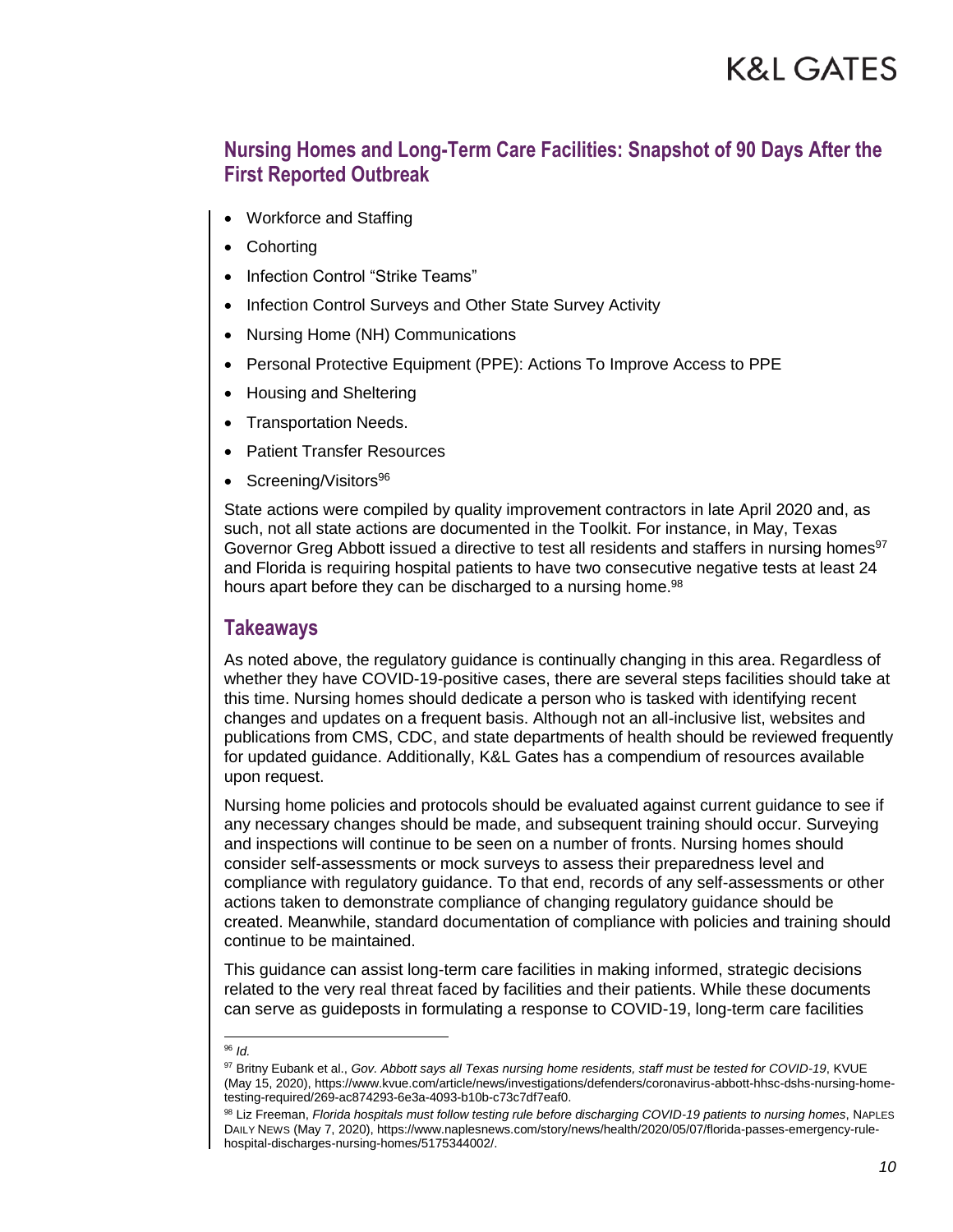## Nursing Homes and Long-Term Care Facilities: Snapshot of 90 Days After the First Reported Outbreak

- Workforce and Staffing
- Cohorting
- Infection Control "Strike Teams"
- Infection Control Surveys and Other State Survey Activity
- Nursing Home (NH) Communications
- Personal Protective Equipment (PPE): Actions To Improve Access to PPE
- Housing and Sheltering
- Transportation Needs.
- Patient Transfer Resources
- Screening/Visitors[96]

State actions were compiled by quality improvement contractors in late April 2020 and, as such, not all state actions are documented in the Toolkit. For instance, in May, Texas Governor Greg Abbott issued a directive to test all residents and staffers in nursing homes[97] and Florida is requiring hospital patients to have two consecutive negative tests at least 24 hours apart before they can be discharged to a nursing home.[98]

## Takeaways

As noted above, the regulatory guidance is continually changing in this area. Regardless of whether they have COVID-19-positive cases, there are several steps facilities should take at this time. Nursing homes should dedicate a person who is tasked with identifying recent changes and updates on a frequent basis. Although not an all-inclusive list, websites and publications from CMS, CDC, and state departments of health should be reviewed frequently for updated guidance. Additionally, K&L Gates has a compendium of resources available upon request.

Nursing home policies and protocols should be evaluated against current guidance to see if any necessary changes should be made, and subsequent training should occur. Surveying and inspections will continue to be seen on a number of fronts. Nursing homes should consider self-assessments or mock surveys to assess their preparedness level and compliance with regulatory guidance. To that end, records of any self-assessments or other actions taken to demonstrate compliance of changing regulatory guidance should be created. Meanwhile, standard documentation of compliance with policies and training should continue to be maintained.

This guidance can assist long-term care facilities in making informed, strategic decisions related to the very real threat faced by facilities and their patients. While these documents can serve as guideposts in formulating a response to COVID-19, long-term care facilities

---

[96] *Id.*

[97] Britny Eubank et al., *Gov. Abbott says all Texas nursing home residents, staff must be tested for COVID-19*, KVUE (May 15, 2020), https://www.kvue.com/article/news/investigations/defenders/coronavirus-abbott-hhsc-dshs-nursing-home-testing-required/269-ac874293-6e3a-4093-b10b-c73c7df7eaf0.

[98] Liz Freeman, *Florida hospitals must follow testing rule before discharging COVID-19 patients to nursing homes*, NAPLES DAILY NEWS (May 7, 2020), https://www.naplesnews.com/story/news/health/2020/05/07/florida-passes-emergency-rule-hospital-discharges-nursing-homes/5175344002/.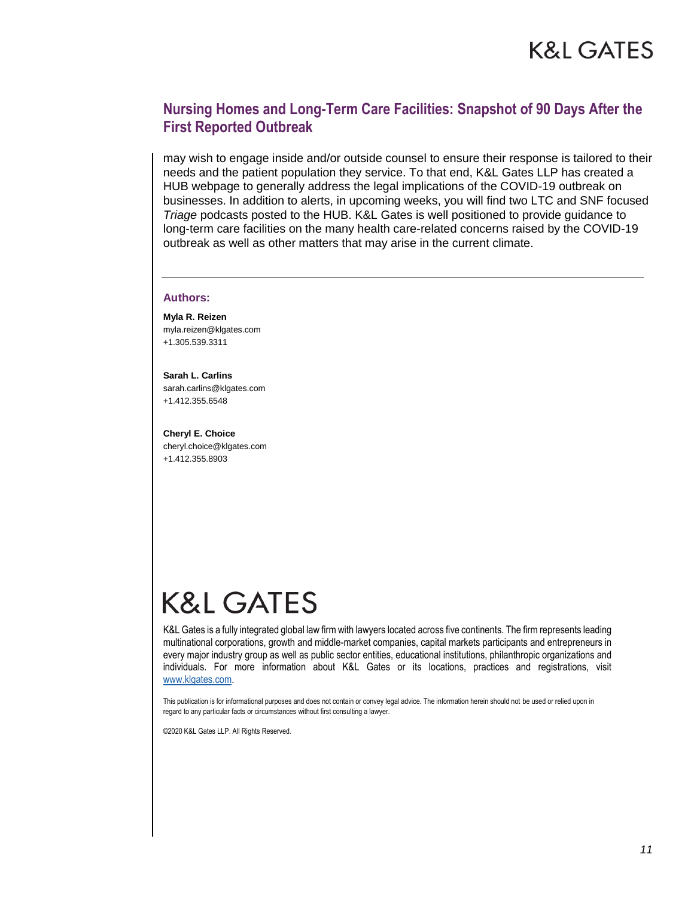may wish to engage inside and/or outside counsel to ensure their response is tailored to their needs and the patient population they service. To that end, K&L Gates LLP has created a HUB webpage to generally address the legal implications of the COVID-19 outbreak on businesses. In addition to alerts, in upcoming weeks, you will find two LTC and SNF focused *Triage* podcasts posted to the HUB. K&L Gates is well positioned to provide guidance to long-term care facilities on the many health care-related concerns raised by the COVID-19 outbreak as well as other matters that may arise in the current climate.

---

### Authors:

**Myla R. Reizen**
myla.reizen@klgates.com
+1.305.539.3311

**Sarah L. Carlins**
sarah.carlins@klgates.com
+1.412.355.6548

**Cheryl E. Choice**
cheryl.choice@klgates.com
+1.412.355.8903

## K&L GATES

K&L Gates is a fully integrated global law firm with lawyers located across five continents. The firm represents leading multinational corporations, growth and middle-market companies, capital markets participants and entrepreneurs in every major industry group as well as public sector entities, educational institutions, philanthropic organizations and individuals. For more information about K&L Gates or its locations, practices and registrations, visit www.klgates.com.

This publication is for informational purposes and does not contain or convey legal advice. The information herein should not be used or relied upon in regard to any particular facts or circumstances without first consulting a lawyer.

©2020 K&L Gates LLP. All Rights Reserved.